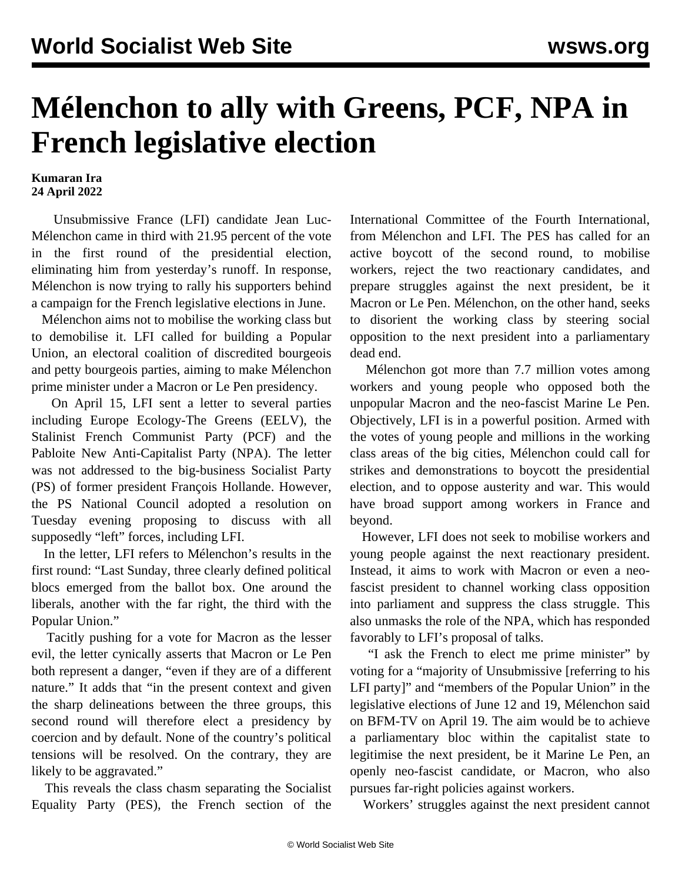# Mélenchon to ally with Greens, PCF, NPA in French legislative election

**Kumaran Ira**
**24 April 2022**

Unsubmissive France (LFI) candidate Jean Luc-Mélenchon came in third with 21.95 percent of the vote in the first round of the presidential election, eliminating him from yesterday's runoff. In response, Mélenchon is now trying to rally his supporters behind a campaign for the French legislative elections in June.

Mélenchon aims not to mobilise the working class but to demobilise it. LFI called for building a Popular Union, an electoral coalition of discredited bourgeois and petty bourgeois parties, aiming to make Mélenchon prime minister under a Macron or Le Pen presidency.

On April 15, LFI sent a letter to several parties including Europe Ecology-The Greens (EELV), the Stalinist French Communist Party (PCF) and the Pabloite New Anti-Capitalist Party (NPA). The letter was not addressed to the big-business Socialist Party (PS) of former president François Hollande. However, the PS National Council adopted a resolution on Tuesday evening proposing to discuss with all supposedly "left" forces, including LFI.

In the letter, LFI refers to Mélenchon's results in the first round: "Last Sunday, three clearly defined political blocs emerged from the ballot box. One around the liberals, another with the far right, the third with the Popular Union."

Tacitly pushing for a vote for Macron as the lesser evil, the letter cynically asserts that Macron or Le Pen both represent a danger, "even if they are of a different nature." It adds that "in the present context and given the sharp delineations between the three groups, this second round will therefore elect a presidency by coercion and by default. None of the country's political tensions will be resolved. On the contrary, they are likely to be aggravated."

This reveals the class chasm separating the Socialist Equality Party (PES), the French section of the International Committee of the Fourth International, from Mélenchon and LFI. The PES has called for an active boycott of the second round, to mobilise workers, reject the two reactionary candidates, and prepare struggles against the next president, be it Macron or Le Pen. Mélenchon, on the other hand, seeks to disorient the working class by steering social opposition to the next president into a parliamentary dead end.

Mélenchon got more than 7.7 million votes among workers and young people who opposed both the unpopular Macron and the neo-fascist Marine Le Pen. Objectively, LFI is in a powerful position. Armed with the votes of young people and millions in the working class areas of the big cities, Mélenchon could call for strikes and demonstrations to boycott the presidential election, and to oppose austerity and war. This would have broad support among workers in France and beyond.

However, LFI does not seek to mobilise workers and young people against the next reactionary president. Instead, it aims to work with Macron or even a neo-fascist president to channel working class opposition into parliament and suppress the class struggle. This also unmasks the role of the NPA, which has responded favorably to LFI's proposal of talks.

"I ask the French to elect me prime minister" by voting for a "majority of Unsubmissive [referring to his LFI party]" and "members of the Popular Union" in the legislative elections of June 12 and 19, Mélenchon said on BFM-TV on April 19. The aim would be to achieve a parliamentary bloc within the capitalist state to legitimise the next president, be it Marine Le Pen, an openly neo-fascist candidate, or Macron, who also pursues far-right policies against workers.

Workers' struggles against the next president cannot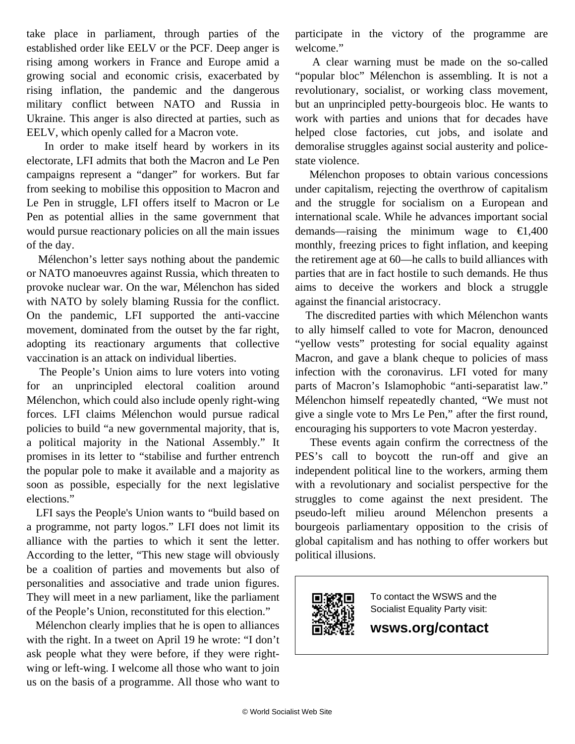take place in parliament, through parties of the established order like EELV or the PCF. Deep anger is rising among workers in France and Europe amid a growing social and economic crisis, exacerbated by rising inflation, the pandemic and the dangerous military conflict between NATO and Russia in Ukraine. This anger is also directed at parties, such as EELV, which openly called for a Macron vote.

In order to make itself heard by workers in its electorate, LFI admits that both the Macron and Le Pen campaigns represent a "danger" for workers. But far from seeking to mobilise this opposition to Macron and Le Pen in struggle, LFI offers itself to Macron or Le Pen as potential allies in the same government that would pursue reactionary policies on all the main issues of the day.

Mélenchon's letter says nothing about the pandemic or NATO manoeuvres against Russia, which threaten to provoke nuclear war. On the war, Mélenchon has sided with NATO by solely blaming Russia for the conflict. On the pandemic, LFI supported the anti-vaccine movement, dominated from the outset by the far right, adopting its reactionary arguments that collective vaccination is an attack on individual liberties.

The People's Union aims to lure voters into voting for an unprincipled electoral coalition around Mélenchon, which could also include openly right-wing forces. LFI claims Mélenchon would pursue radical policies to build "a new governmental majority, that is, a political majority in the National Assembly." It promises in its letter to "stabilise and further entrench the popular pole to make it available and a majority as soon as possible, especially for the next legislative elections."

LFI says the People's Union wants to "build based on a programme, not party logos." LFI does not limit its alliance with the parties to which it sent the letter. According to the letter, "This new stage will obviously be a coalition of parties and movements but also of personalities and associative and trade union figures. They will meet in a new parliament, like the parliament of the People's Union, reconstituted for this election."

Mélenchon clearly implies that he is open to alliances with the right. In a tweet on April 19 he wrote: "I don't ask people what they were before, if they were right-wing or left-wing. I welcome all those who want to join us on the basis of a programme. All those who want to participate in the victory of the programme are welcome."

A clear warning must be made on the so-called "popular bloc" Mélenchon is assembling. It is not a revolutionary, socialist, or working class movement, but an unprincipled petty-bourgeois bloc. He wants to work with parties and unions that for decades have helped close factories, cut jobs, and isolate and demoralise struggles against social austerity and police-state violence.

Mélenchon proposes to obtain various concessions under capitalism, rejecting the overthrow of capitalism and the struggle for socialism on a European and international scale. While he advances important social demands—raising the minimum wage to €1,400 monthly, freezing prices to fight inflation, and keeping the retirement age at 60—he calls to build alliances with parties that are in fact hostile to such demands. He thus aims to deceive the workers and block a struggle against the financial aristocracy.

The discredited parties with which Mélenchon wants to ally himself called to vote for Macron, denounced "yellow vests" protesting for social equality against Macron, and gave a blank cheque to policies of mass infection with the coronavirus. LFI voted for many parts of Macron's Islamophobic "anti-separatist law." Mélenchon himself repeatedly chanted, "We must not give a single vote to Mrs Le Pen," after the first round, encouraging his supporters to vote Macron yesterday.

These events again confirm the correctness of the PES's call to boycott the run-off and give an independent political line to the workers, arming them with a revolutionary and socialist perspective for the struggles to come against the next president. The pseudo-left milieu around Mélenchon presents a bourgeois parliamentary opposition to the crisis of global capitalism and has nothing to offer workers but political illusions.

To contact the WSWS and the Socialist Equality Party visit:

**wsws.org/contact**